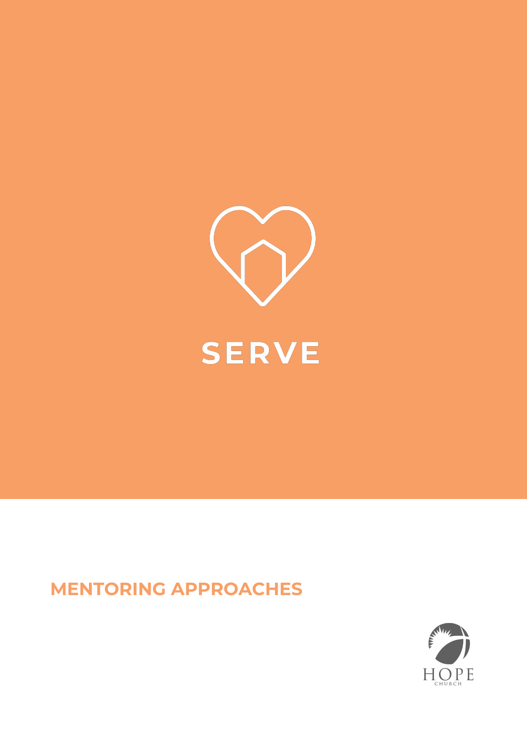# SERVE

## MENTORING APPROACHES

HOPE
CHURCH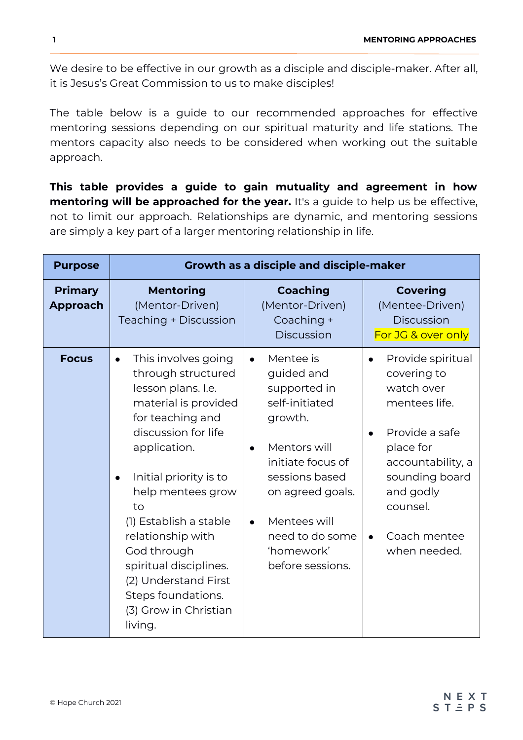We desire to be effective in our growth as a disciple and disciple-maker. After all, it is Jesus's Great Commission to us to make disciples!

The table below is a guide to our recommended approaches for effective mentoring sessions depending on our spiritual maturity and life stations. The mentors capacity also needs to be considered when working out the suitable approach.

**This table provides a guide to gain mutuality and agreement in how mentoring will be approached for the year.** It's a guide to help us be effective, not to limit our approach. Relationships are dynamic, and mentoring sessions are simply a key part of a larger mentoring relationship in life.

| **Purpose** | **Growth as a disciple and disciple-maker** | | |
|---|---|---|---|
| **Primary Approach** | **Mentoring** (Mentor-Driven) Teaching + Discussion | **Coaching** (Mentor-Driven) Coaching + Discussion | **Covering** (Mentee-Driven) Discussion For JG & over only |
| **Focus** | • This involves going through structured lesson plans. I.e. material is provided for teaching and discussion for life application.<br><br>• Initial priority is to help mentees grow to<br>(1) Establish a stable relationship with God through spiritual disciplines.<br>(2) Understand First Steps foundations.<br>(3) Grow in Christian living. | • Mentee is guided and supported in self-initiated growth.<br><br>• Mentors will initiate focus of sessions based on agreed goals.<br><br>• Mentees will need to do some 'homework' before sessions. | • Provide spiritual covering to watch over mentees life.<br><br>• Provide a safe place for accountability, a sounding board and godly counsel.<br><br>• Coach mentee when needed. |

© Hope Church 2021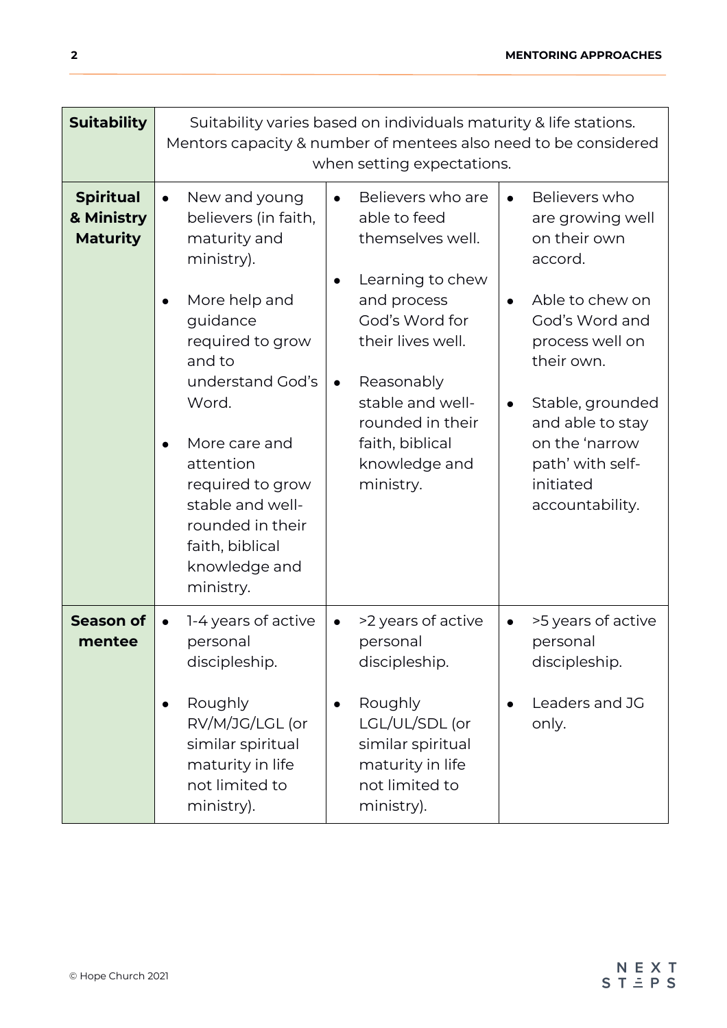| **Suitability** | Suitability varies based on individuals maturity & life stations. Mentors capacity & number of mentees also need to be considered when setting expectations. | | |
|---|---|---|---|
| **Spiritual & Ministry Maturity** | • New and young believers (in faith, maturity and ministry).<br><br>• More help and guidance required to grow and to understand God's Word.<br><br>• More care and attention required to grow stable and well-rounded in their faith, biblical knowledge and ministry. | • Believers who are able to feed themselves well.<br><br>• Learning to chew and process God's Word for their lives well.<br><br>• Reasonably stable and well-rounded in their faith, biblical knowledge and ministry. | • Believers who are growing well on their own accord.<br><br>• Able to chew on God's Word and process well on their own.<br><br>• Stable, grounded and able to stay on the 'narrow path' with self-initiated accountability. |
| **Season of mentee** | • 1-4 years of active personal discipleship.<br><br>• Roughly RV/M/JG/LGL (or similar spiritual maturity in life not limited to ministry). | • >2 years of active personal discipleship.<br><br>• Roughly LGL/UL/SDL (or similar spiritual maturity in life not limited to ministry). | • >5 years of active personal discipleship.<br><br>• Leaders and JG only. |

© Hope Church 2021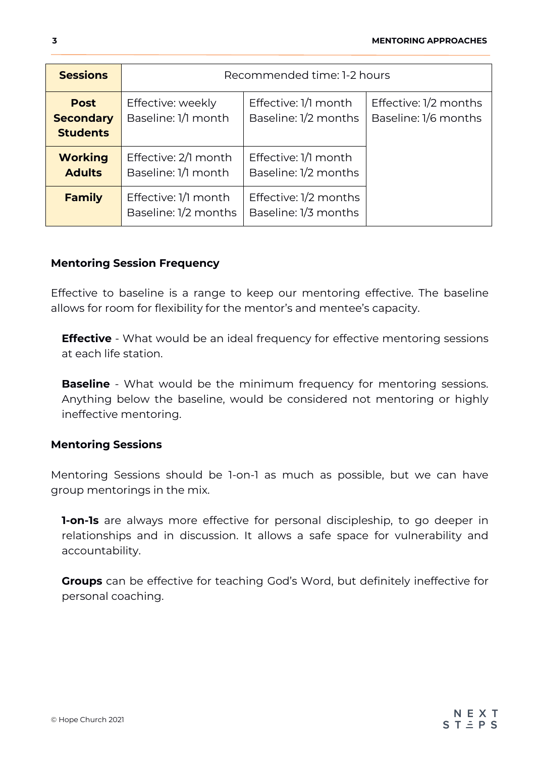| **Sessions** | Recommended time: 1-2 hours | | |
|---|---|---|---|
| **Post Secondary Students** | Effective: weekly<br>Baseline: 1/1 month | Effective: 1/1 month<br>Baseline: 1/2 months | Effective: 1/2 months<br>Baseline: 1/6 months |
| **Working Adults** | Effective: 2/1 month<br>Baseline: 1/1 month | Effective: 1/1 month<br>Baseline: 1/2 months | |
| **Family** | Effective: 1/1 month<br>Baseline: 1/2 months | Effective: 1/2 months<br>Baseline: 1/3 months | |

### Mentoring Session Frequency

Effective to baseline is a range to keep our mentoring effective. The baseline allows for room for flexibility for the mentor's and mentee's capacity.

**Effective** - What would be an ideal frequency for effective mentoring sessions at each life station.

**Baseline** - What would be the minimum frequency for mentoring sessions. Anything below the baseline, would be considered not mentoring or highly ineffective mentoring.

### Mentoring Sessions

Mentoring Sessions should be 1-on-1 as much as possible, but we can have group mentorings in the mix.

**1-on-1s** are always more effective for personal discipleship, to go deeper in relationships and in discussion. It allows a safe space for vulnerability and accountability.

**Groups** can be effective for teaching God's Word, but definitely ineffective for personal coaching.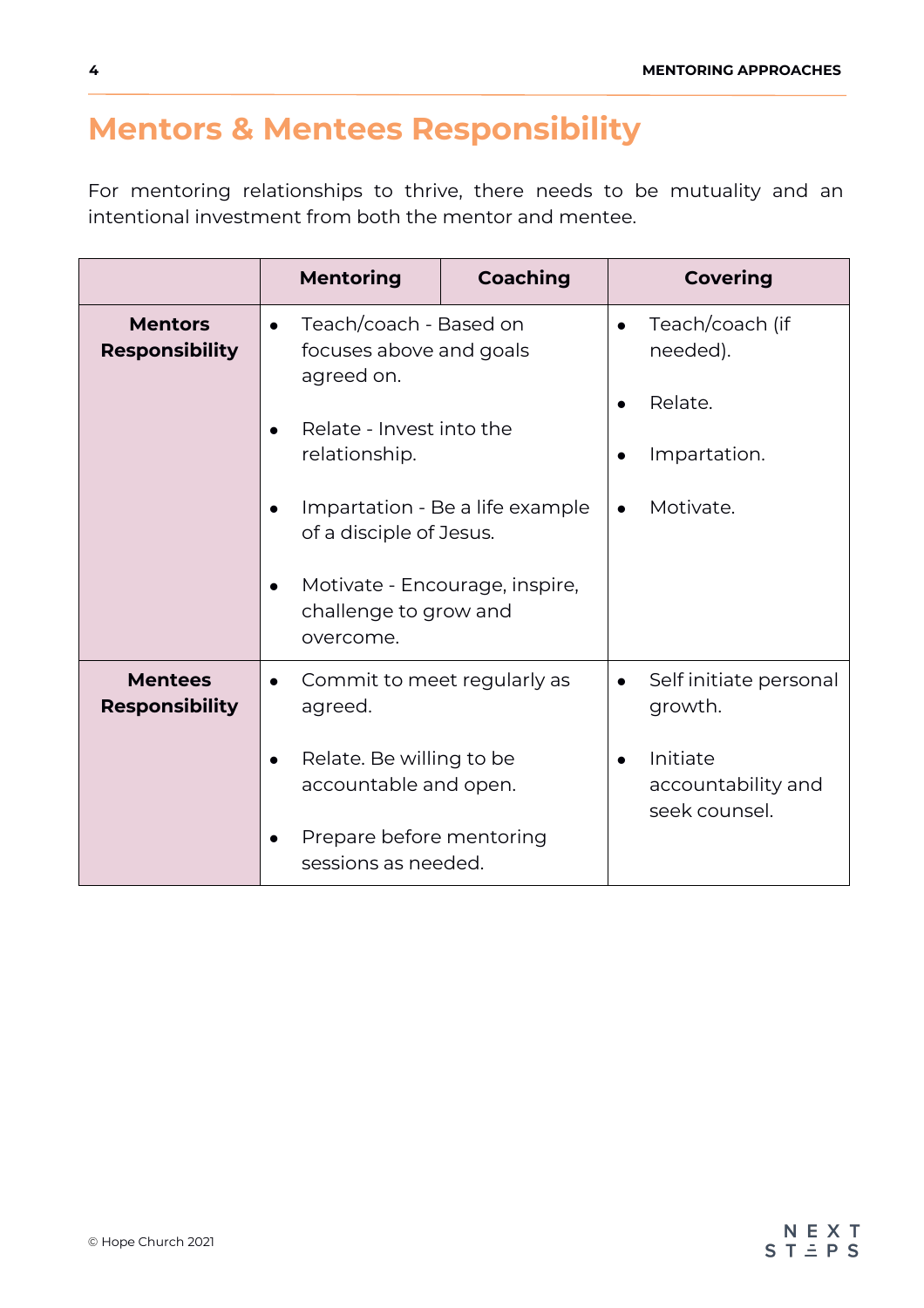# Mentors & Mentees Responsibility

For mentoring relationships to thrive, there needs to be mutuality and an intentional investment from both the mentor and mentee.

| | Mentoring | Coaching | Covering |
|---|---|---|---|
| **Mentors Responsibility** | • Teach/coach - Based on focuses above and goals agreed on.<br><br>• Relate - Invest into the relationship.<br><br>• Impartation - Be a life example of a disciple of Jesus.<br><br>• Motivate - Encourage, inspire, challenge to grow and overcome. | | • Teach/coach (if needed).<br><br>• Relate.<br><br>• Impartation.<br><br>• Motivate. |
| **Mentees Responsibility** | • Commit to meet regularly as agreed.<br><br>• Relate. Be willing to be accountable and open.<br><br>• Prepare before mentoring sessions as needed. | | • Self initiate personal growth.<br><br>• Initiate accountability and seek counsel. |

© Hope Church 2021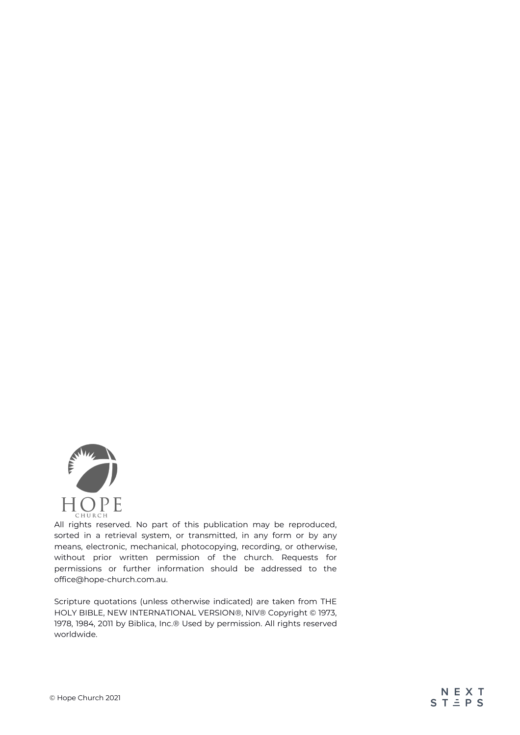HOPE
CHURCH

All rights reserved. No part of this publication may be reproduced, sorted in a retrieval system, or transmitted, in any form or by any means, electronic, mechanical, photocopying, recording, or otherwise, without prior written permission of the church. Requests for permissions or further information should be addressed to the office@hope-church.com.au.

Scripture quotations (unless otherwise indicated) are taken from THE HOLY BIBLE, NEW INTERNATIONAL VERSION®, NIV® Copyright © 1973, 1978, 1984, 2011 by Biblica, Inc.® Used by permission. All rights reserved worldwide.

© Hope Church 2021

NEXT STEPS